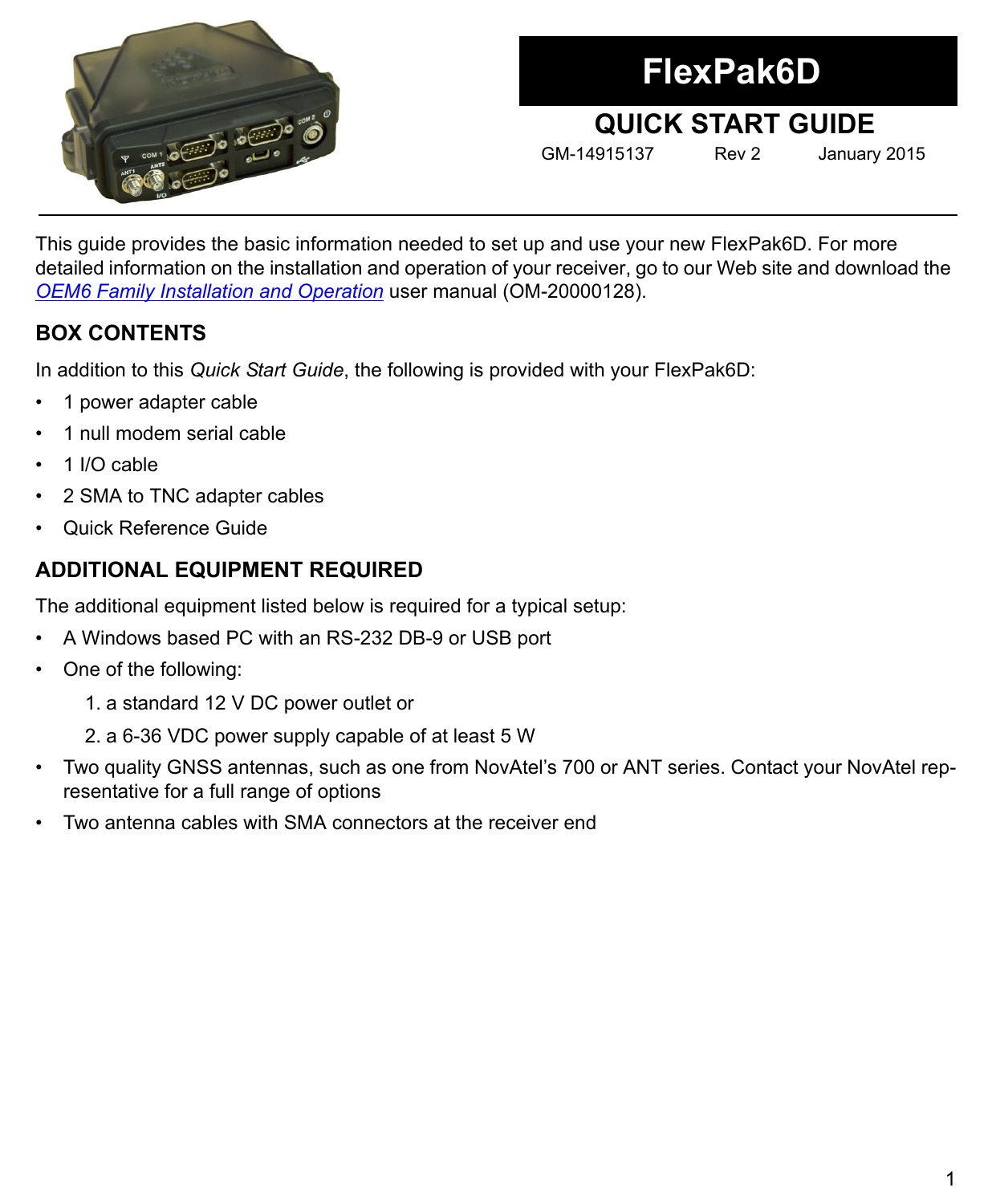# FlexPak6D

## QUICK START GUIDE

GM-14915137 Rev 2 January 2015

This guide provides the basic information needed to set up and use your new FlexPak6D. For more detailed information on the installation and operation of your receiver, go to our Web site and download the *OEM6 Family Installation and Operation* user manual (OM-20000128).

## BOX CONTENTS

In addition to this *Quick Start Guide*, the following is provided with your FlexPak6D:

- 1 power adapter cable
- 1 null modem serial cable
- 1 I/O cable
- 2 SMA to TNC adapter cables
- Quick Reference Guide

## ADDITIONAL EQUIPMENT REQUIRED

The additional equipment listed below is required for a typical setup:

- A Windows based PC with an RS-232 DB-9 or USB port
- One of the following:
    1. a standard 12 V DC power outlet or
    2. a 6-36 VDC power supply capable of at least 5 W
- Two quality GNSS antennas, such as one from NovAtel's 700 or ANT series. Contact your NovAtel representative for a full range of options
- Two antenna cables with SMA connectors at the receiver end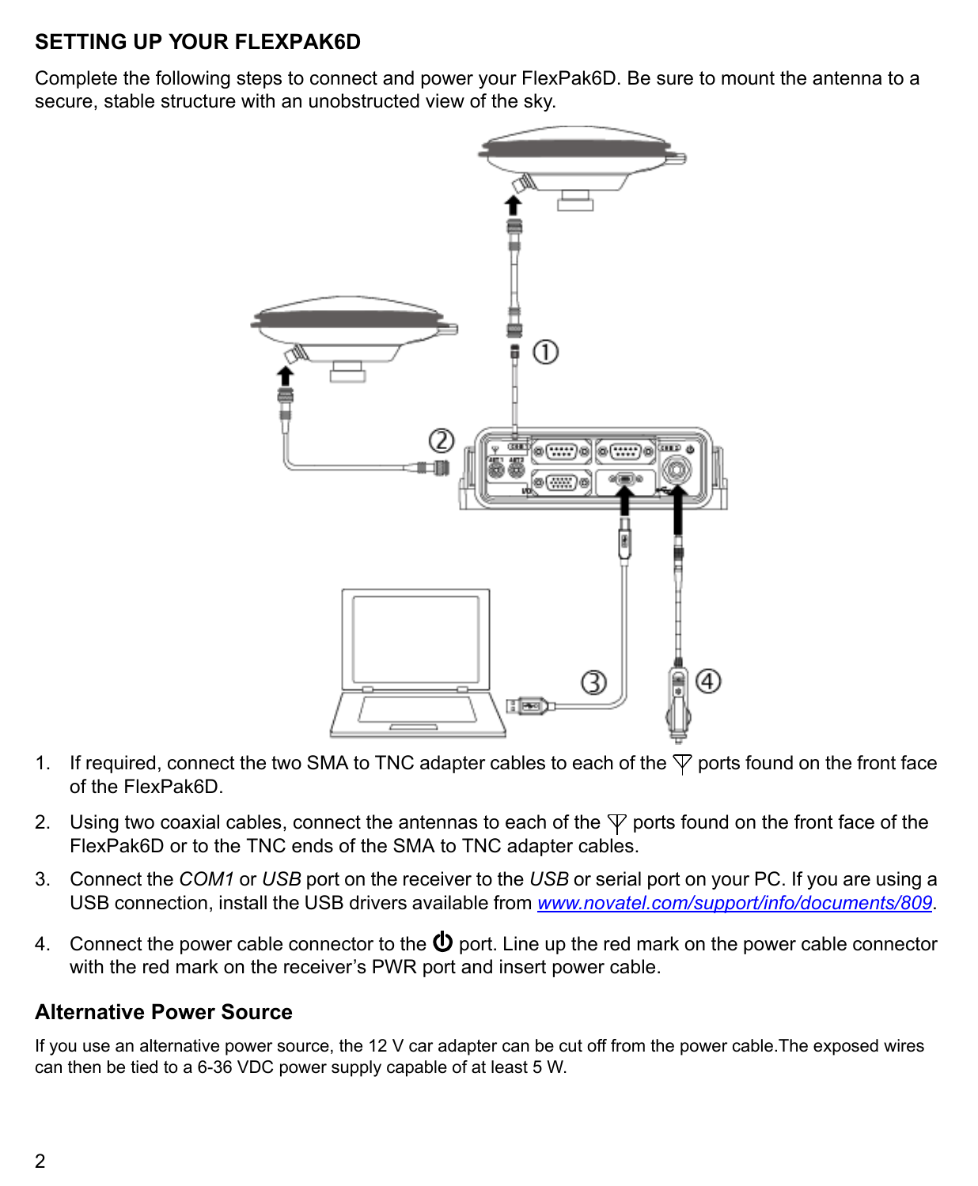## SETTING UP YOUR FLEXPAK6D

Complete the following steps to connect and power your FlexPak6D. Be sure to mount the antenna to a secure, stable structure with an unobstructed view of the sky.

1. If required, connect the two SMA to TNC adapter cables to each of the antenna ports found on the front face of the FlexPak6D.
2. Using two coaxial cables, connect the antennas to each of the antenna ports found on the front face of the FlexPak6D or to the TNC ends of the SMA to TNC adapter cables.
3. Connect the *COM1* or *USB* port on the receiver to the *USB* or serial port on your PC. If you are using a USB connection, install the USB drivers available from [www.novatel.com/support/info/documents/809](www.novatel.com/support/info/documents/809).
4. Connect the power cable connector to the ⏻ port. Line up the red mark on the power cable connector with the red mark on the receiver's PWR port and insert power cable.

### Alternative Power Source

If you use an alternative power source, the 12 V car adapter can be cut off from the power cable.The exposed wires can then be tied to a 6-36 VDC power supply capable of at least 5 W.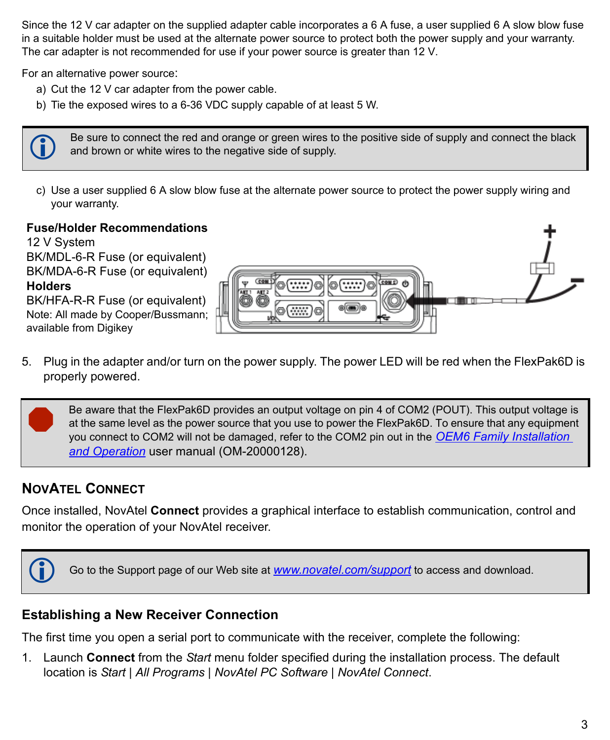Since the 12 V car adapter on the supplied adapter cable incorporates a 6 A fuse, a user supplied 6 A slow blow fuse in a suitable holder must be used at the alternate power source to protect both the power supply and your warranty. The car adapter is not recommended for use if your power source is greater than 12 V.

For an alternative power source:

a) Cut the 12 V car adapter from the power cable.

b) Tie the exposed wires to a 6-36 VDC supply capable of at least 5 W.

> Be sure to connect the red and orange or green wires to the positive side of supply and connect the black and brown or white wires to the negative side of supply.

c) Use a user supplied 6 A slow blow fuse at the alternate power source to protect the power supply wiring and your warranty.

**Fuse/Holder Recommendations**
12 V System
BK/MDL-6-R Fuse (or equivalent)
BK/MDA-6-R Fuse (or equivalent)
**Holders**
BK/HFA-R-R Fuse (or equivalent)
Note: All made by Cooper/Bussmann; available from Digikey

5. Plug in the adapter and/or turn on the power supply. The power LED will be red when the FlexPak6D is properly powered.

> Be aware that the FlexPak6D provides an output voltage on pin 4 of COM2 (POUT). This output voltage is at the same level as the power source that you use to power the FlexPak6D. To ensure that any equipment you connect to COM2 will not be damaged, refer to the COM2 pin out in the *OEM6 Family Installation and Operation* user manual (OM-20000128).

## NovAtel Connect

Once installed, NovAtel **Connect** provides a graphical interface to establish communication, control and monitor the operation of your NovAtel receiver.

> Go to the Support page of our Web site at www.novatel.com/support to access and download.

### Establishing a New Receiver Connection

The first time you open a serial port to communicate with the receiver, complete the following:

1. Launch **Connect** from the *Start* menu folder specified during the installation process. The default location is *Start* | *All Programs* | *NovAtel PC Software* | *NovAtel Connect*.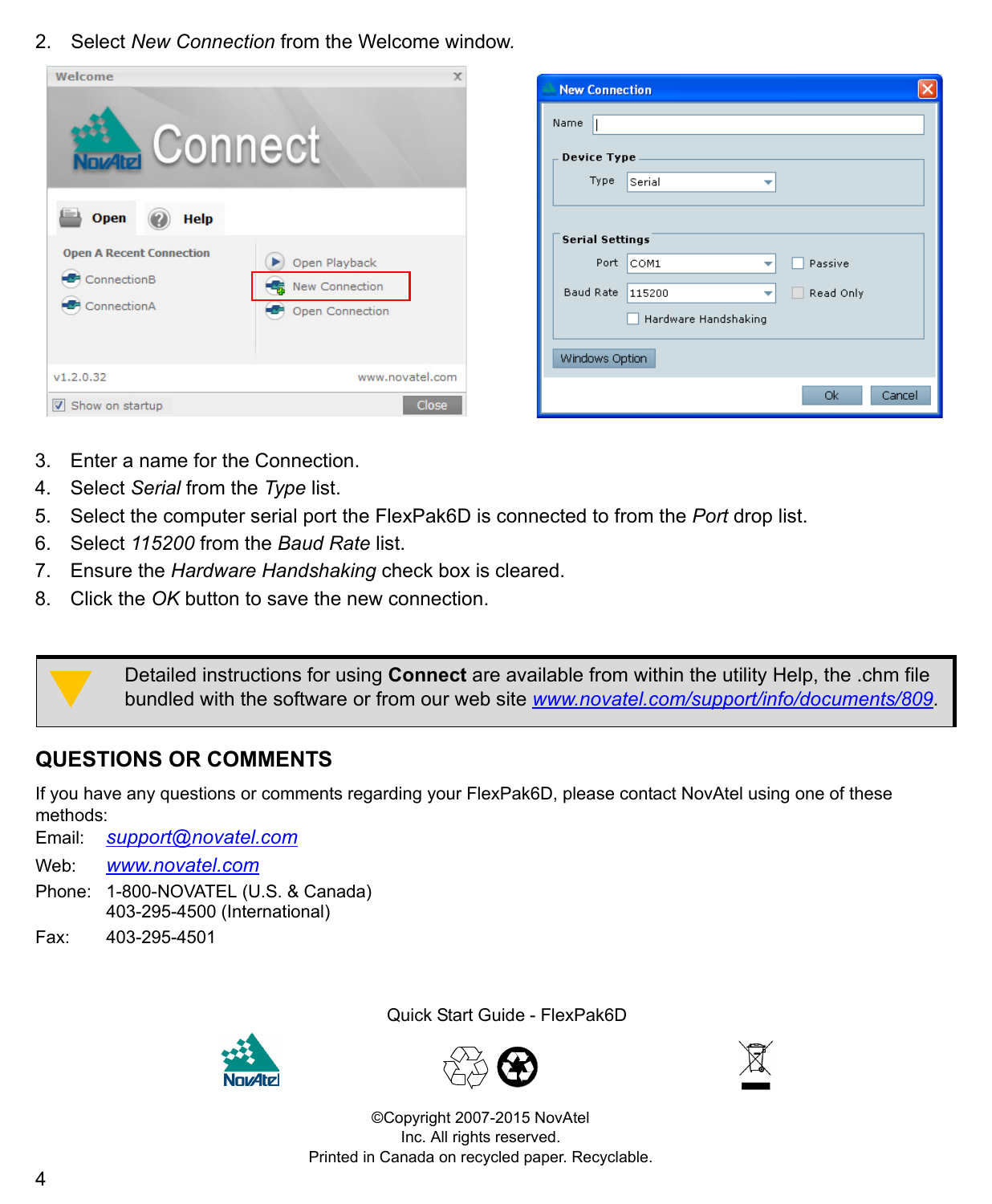2. Select *New Connection* from the Welcome window.

3. Enter a name for the Connection.
4. Select *Serial* from the *Type* list.
5. Select the computer serial port the FlexPak6D is connected to from the *Port* drop list.
6. Select *115200* from the *Baud Rate* list.
7. Ensure the *Hardware Handshaking* check box is cleared.
8. Click the *OK* button to save the new connection.

> Detailed instructions for using **Connect** are available from within the utility Help, the .chm file bundled with the software or from our web site *www.novatel.com/support/info/documents/809*.

## QUESTIONS OR COMMENTS

If you have any questions or comments regarding your FlexPak6D, please contact NovAtel using one of these methods:

Email: *support@novatel.com*

Web: *www.novatel.com*

Phone: 1-800-NOVATEL (U.S. & Canada)
403-295-4500 (International)

Fax: 403-295-4501

Quick Start Guide - FlexPak6D

©Copyright 2007-2015 NovAtel Inc. All rights reserved.
Printed in Canada on recycled paper. Recyclable.